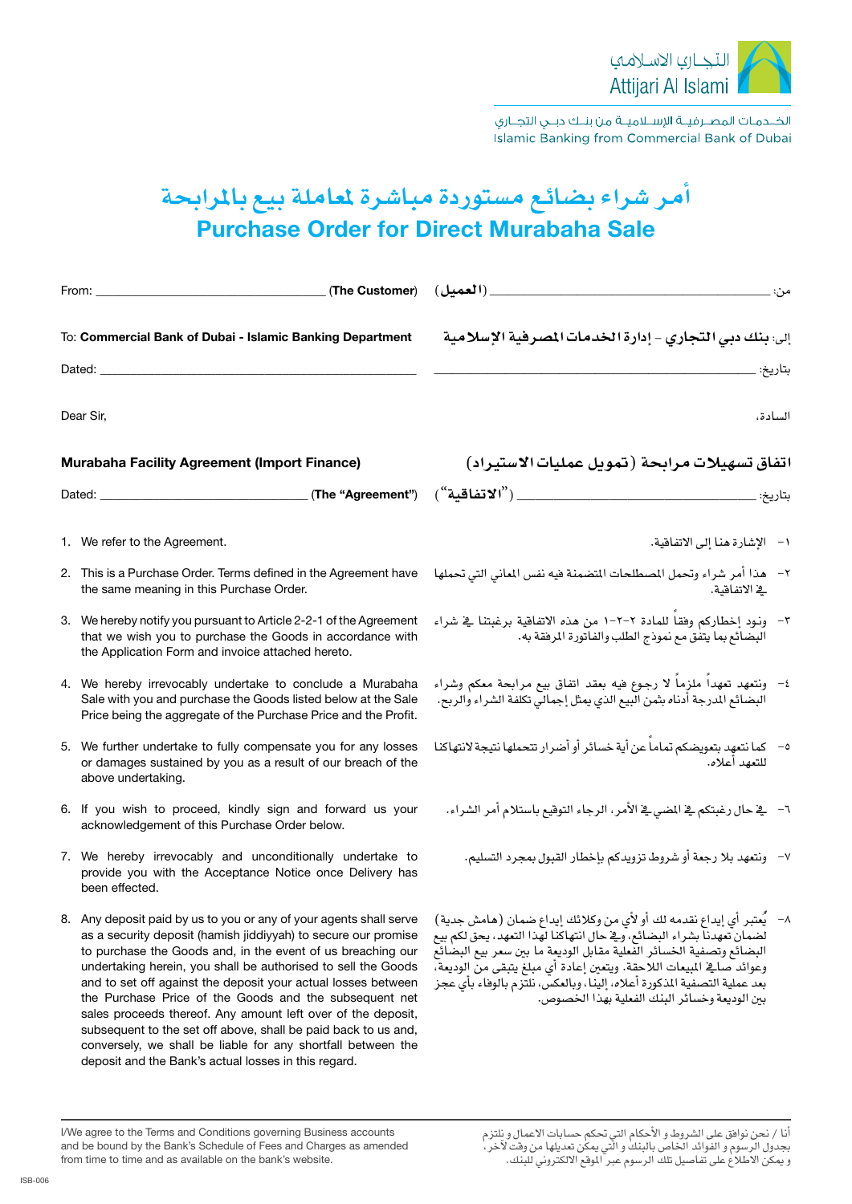التجـاري الاسلامي
Attijari Al Islami

الخـدمـات المصـرفيـة الإسـلاميـة من بنـك دبـي التجـاري
Islamic Banking from Commercial Bank of Dubai

# أمر شراء بضائع مستوردة مباشرة لمعاملة بيع بالمرابحة
# Purchase Order for Direct Murabaha Sale

From: ______________________________ (**The Customer**)

من: ______________________________ (**العميل**)

To: **Commercial Bank of Dubai - Islamic Banking Department**

إلى: **بنك دبي التجاري - إدارة الخدمات المصرفية الإسلامية**

Dated: ______________________________

بتاريخ: ______________________________

Dear Sir,

السادة،

**Murabaha Facility Agreement (Import Finance)**

**اتفاق تسهيلات مرابحة (تمويل عمليات الاستيراد)**

Dated: ______________________________ (**The "Agreement"**)

بتاريخ: ______________________________ (**"الاتفاقية"**)

1. We refer to the Agreement.
2. This is a Purchase Order. Terms defined in the Agreement have the same meaning in this Purchase Order.
3. We hereby notify you pursuant to Article 2-2-1 of the Agreement that we wish you to purchase the Goods in accordance with the Application Form and invoice attached hereto.
4. We hereby irrevocably undertake to conclude a Murabaha Sale with you and purchase the Goods listed below at the Sale Price being the aggregate of the Purchase Price and the Profit.
5. We further undertake to fully compensate you for any losses or damages sustained by you as a result of our breach of the above undertaking.
6. If you wish to proceed, kindly sign and forward us your acknowledgement of this Purchase Order below.
7. We hereby irrevocably and unconditionally undertake to provide you with the Acceptance Notice once Delivery has been effected.
8. Any deposit paid by us to you or any of your agents shall serve as a security deposit (hamish jiddiyyah) to secure our promise to purchase the Goods and, in the event of us breaching our undertaking herein, you shall be authorised to sell the Goods and to set off against the deposit your actual losses between the Purchase Price of the Goods and the subsequent net sales proceeds thereof. Any amount left over of the deposit, subsequent to the set off above, shall be paid back to us and, conversely, we shall be liable for any shortfall between the deposit and the Bank's actual losses in this regard.

١- الإشارة هنا إلى الاتفاقية.

٢- هذا أمر شراء وتحمل المصطلحات المتضمنة فيه نفس المعاني التي تحملها في الاتفاقية.

٣- ونود إخطاركم وفقاً للمادة ٢-٢-١ من هذه الاتفاقية برغبتنا في شراء البضائع بما يتفق مع نموذج الطلب والفاتورة المرفقة به.

٤- ونتعهد تعهداً ملزماً لا رجوع فيه بعقد اتفاق بيع مرابحة معكم وشراء البضائع المدرجة أدناه بثمن البيع الذي يمثل إجمالي تكلفة الشراء والربح.

٥- كما نتعهد بتعويضكم تماماً عن أية خسائر أو أضرار تتحملها نتيجة لانتهاكنا للتعهد أعلاه.

٦- في حال رغبتكم في المضي في الأمر، الرجاء التوقيع باستلام أمر الشراء.

٧- ونتعهد بلا رجعة أو شروط تزويدكم بإخطار القبول بمجرد التسليم.

٨- يُعتبر أي إيداع نقدمه لك أو لأي من وكلائك إيداع ضمان (هامش جدية) لضمان تعهدنا بشراء البضائع، وفي حال انتهاكنا لهذا التعهد، يحق لكم بيع البضائع وتصفية الخسائر الفعلية مقابل الوديعة ما بين سعر بيع البضائع وعوائد صافي المبيعات اللاحقة. ويتعين إعادة أي مبلغ يتبقى من الوديعة، بعد عملية التصفية المذكورة أعلاه، إلينا، وبالعكس، نلتزم بالوفاء بأي عجز بين الوديعة وخسائر البنك الفعلية بهذا الخصوص.

I/We agree to the Terms and Conditions governing Business accounts and be bound by the Bank's Schedule of Fees and Charges as amended from time to time and as available on the bank's website.

أنا / نحن نوافق على الشروط و الأحكام التي تحكم حسابات الاعمال و نلتزم بجدول الرسوم و الفوائد الخاص بالبنك و التي يمكن تعديلها من وقت لآخر، و يمكن الاطلاع على تفاصيل تلك الرسوم عبر الموقع الالكتروني للبنك.

ISB-006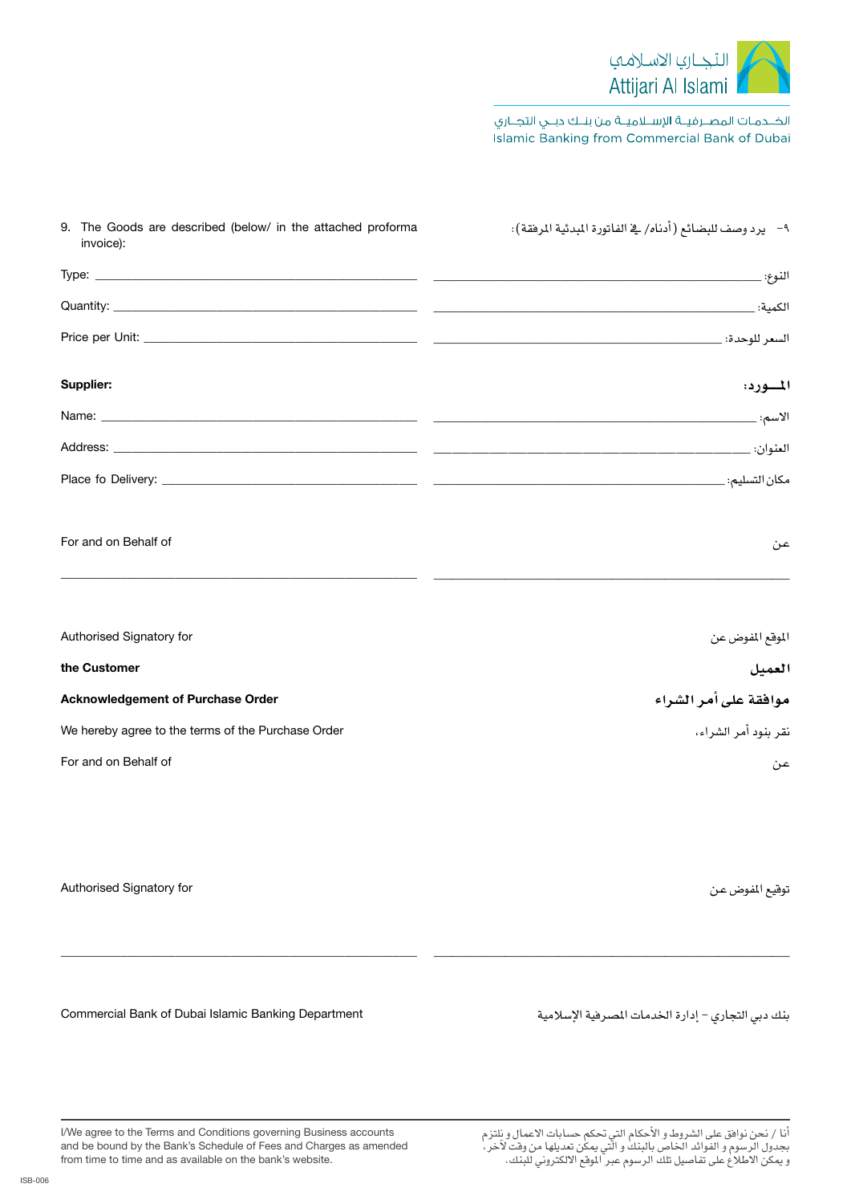التجـاري الاسلامي
Attijari Al Islami

الخـدمـات المصـرفيـة الإسـلاميـة من بنـك دبـي التجـاري
Islamic Banking from Commercial Bank of Dubai

9. The Goods are described (below/ in the attached proforma invoice):

٩- يرد وصف للبضائع (أدناه/ في الفاتورة المبدئية المرفقة):

Type: ______________________________ النوع: ______________________________

Quantity: ______________________________ الكمية: ______________________________

Price per Unit: ______________________________ السعر للوحدة: ______________________________

**Supplier:** **المـــورد:**

Name: ______________________________ الاسم: ______________________________

Address: ______________________________ العنوان: ______________________________

Place fo Delivery: ______________________________ مكان التسليم: ______________________________

For and on Behalf of عن

______________________________ ______________________________

Authorised Signatory for الموقع المفوض عن

**the Customer** **العميل**

**Acknowledgement of Purchase Order** **موافقة على أمر الشراء**

We hereby agree to the terms of the Purchase Order نقر بنود أمر الشراء،

For and on Behalf of عن

Authorised Signatory for توقيع المفوض عن

______________________________ ______________________________

Commercial Bank of Dubai Islamic Banking Department بنك دبي التجاري - إدارة الخدمات المصرفية الإسلامية

---

I/We agree to the Terms and Conditions governing Business accounts and be bound by the Bank's Schedule of Fees and Charges as amended from time to time and as available on the bank's website.

أنا / نحن نوافق على الشروط و الأحكام التي تحكم حسابات الاعمال و نلتزم بجدول الرسوم و الفوائد الخاص بالبنك و التي يمكن تعديلها من وقت لآخر، و يمكن الاطلاع على تفاصيل تلك الرسوم عبر الموقع الالكتروني للبنك.

ISB-006